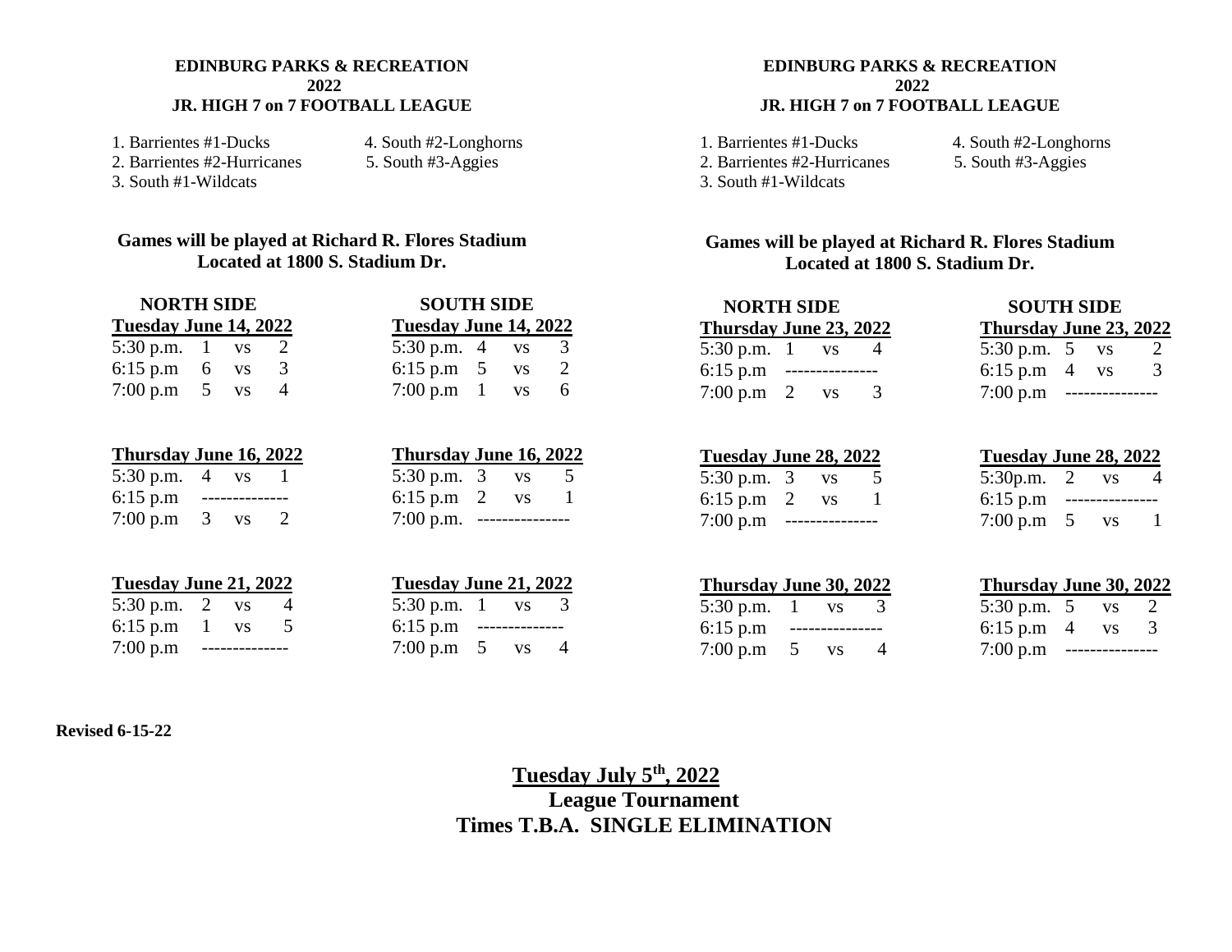**EDINBURG PARKS & RECREATION**
**2022**
**JR. HIGH 7 on 7 FOOTBALL LEAGUE**

1. Barrientes #1-Ducks
2. Barrientes #2-Hurricanes
3. South #1-Wildcats
4. South #2-Longhorns
5. South #3-Aggies

**Games will be played at Richard R. Flores Stadium**
**Located at 1800 S. Stadium Dr.**

| NORTH SIDE | | | | SOUTH SIDE | | | |
|---|---|---|---|---|---|---|---|
| **Tuesday June 14, 2022** | | | | **Tuesday June 14, 2022** | | | |
| 5:30 p.m. | 1 | vs | 2 | 5:30 p.m. | 4 | vs | 3 |
| 6:15 p.m | 6 | vs | 3 | 6:15 p.m | 5 | vs | 2 |
| 7:00 p.m | 5 | vs | 4 | 7:00 p.m | 1 | vs | 6 |
| **Thursday June 16, 2022** | | | | **Thursday June 16, 2022** | | | |
| 5:30 p.m. | 4 | vs | 1 | 5:30 p.m. | 3 | vs | 5 |
| 6:15 p.m | -------------- | | | 6:15 p.m | 2 | vs | 1 |
| 7:00 p.m | 3 | vs | 2 | 7:00 p.m. | --------------- | | |
| **Tuesday June 21, 2022** | | | | **Tuesday June 21, 2022** | | | |
| 5:30 p.m. | 2 | vs | 4 | 5:30 p.m. | 1 | vs | 3 |
| 6:15 p.m | 1 | vs | 5 | 6:15 p.m | -------------- | | |
| 7:00 p.m | -------------- | | | 7:00 p.m | 5 | vs | 4 |

**Revised 6-15-22**

**EDINBURG PARKS & RECREATION**
**2022**
**JR. HIGH 7 on 7 FOOTBALL LEAGUE**

1. Barrientes #1-Ducks
2. Barrientes #2-Hurricanes
3. South #1-Wildcats
4. South #2-Longhorns
5. South #3-Aggies

**Games will be played at Richard R. Flores Stadium**
**Located at 1800 S. Stadium Dr.**

| NORTH SIDE | | | | SOUTH SIDE | | | |
|---|---|---|---|---|---|---|---|
| **Thursday June 23, 2022** | | | | **Thursday June 23, 2022** | | | |
| 5:30 p.m. | 1 | vs | 4 | 5:30 p.m. | 5 | vs | 2 |
| 6:15 p.m | --------------- | | | 6:15 p.m | 4 | vs | 3 |
| 7:00 p.m | 2 | vs | 3 | 7:00 p.m | --------------- | | |
| **Tuesday June 28, 2022** | | | | **Tuesday June 28, 2022** | | | |
| 5:30 p.m. | 3 | vs | 5 | 5:30p.m. | 2 | vs | 4 |
| 6:15 p.m | 2 | vs | 1 | 6:15 p.m | --------------- | | |
| 7:00 p.m | --------------- | | | 7:00 p.m | 5 | vs | 1 |
| **Thursday June 30, 2022** | | | | **Thursday June 30, 2022** | | | |
| 5:30 p.m. | 1 | vs | 3 | 5:30 p.m. | 5 | vs | 2 |
| 6:15 p.m | --------------- | | | 6:15 p.m | 4 | vs | 3 |
| 7:00 p.m | 5 | vs | 4 | 7:00 p.m | --------------- | | |

**Tuesday July 5th, 2022**
**League Tournament**
**Times T.B.A. SINGLE ELIMINATION**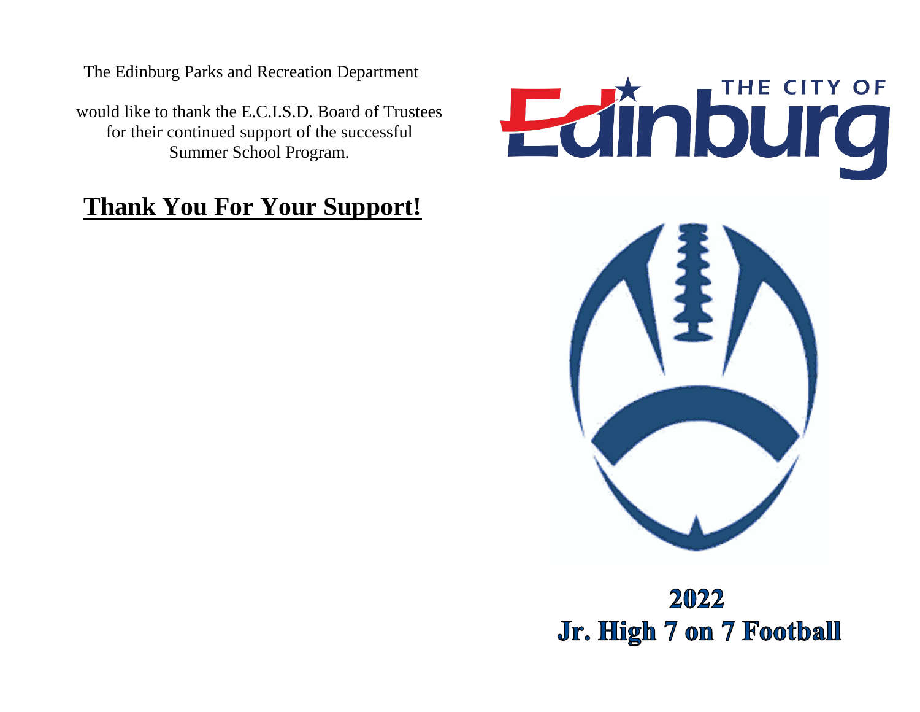The Edinburg Parks and Recreation Department

would like to thank the E.C.I.S.D. Board of Trustees for their continued support of the successful Summer School Program.

## **Thank You For Your Support!**

THE CITY OF Edinburg

# 2022
# Jr. High 7 on 7 Football